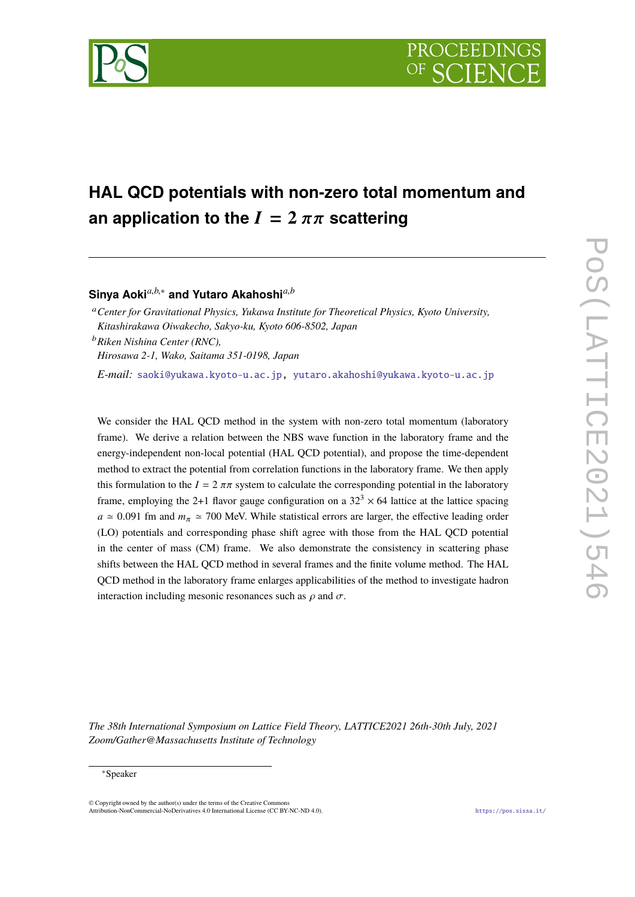# HAL QCD potentials with non-zero total momentum and an application to the $I = 2$ $\pi\pi$ scattering

**Sinya Aoki**[a,b,*] **and Yutaro Akahoshi**[a,b]

[a] *Center for Gravitational Physics, Yukawa Institute for Theoretical Physics, Kyoto University, Kitashirakawa Oiwakecho, Sakyo-ku, Kyoto 606-8502, Japan*

[b] *Riken Nishina Center (RNC), Hirosawa 2-1, Wako, Saitama 351-0198, Japan*

*E-mail:* saoki@yukawa.kyoto-u.ac.jp, yutaro.akahoshi@yukawa.kyoto-u.ac.jp

We consider the HAL QCD method in the system with non-zero total momentum (laboratory frame). We derive a relation between the NBS wave function in the laboratory frame and the energy-independent non-local potential (HAL QCD potential), and propose the time-dependent method to extract the potential from correlation functions in the laboratory frame. We then apply this formulation to the $I = 2$ $\pi\pi$ system to calculate the corresponding potential in the laboratory frame, employing the 2+1 flavor gauge configuration on a $32^3 \times 64$ lattice at the lattice spacing $a \simeq 0.091$ fm and $m_\pi \simeq 700$ MeV. While statistical errors are larger, the effective leading order (LO) potentials and corresponding phase shift agree with those from the HAL QCD potential in the center of mass (CM) frame. We also demonstrate the consistency in scattering phase shifts between the HAL QCD method in several frames and the finite volume method. The HAL QCD method in the laboratory frame enlarges applicabilities of the method to investigate hadron interaction including mesonic resonances such as $\rho$ and $\sigma$.

*The 38th International Symposium on Lattice Field Theory, LATTICE2021 26th-30th July, 2021 Zoom/Gather@Massachusetts Institute of Technology*

*Speaker

© Copyright owned by the author(s) under the terms of the Creative Commons Attribution-NonCommercial-NoDerivatives 4.0 International License (CC BY-NC-ND 4.0).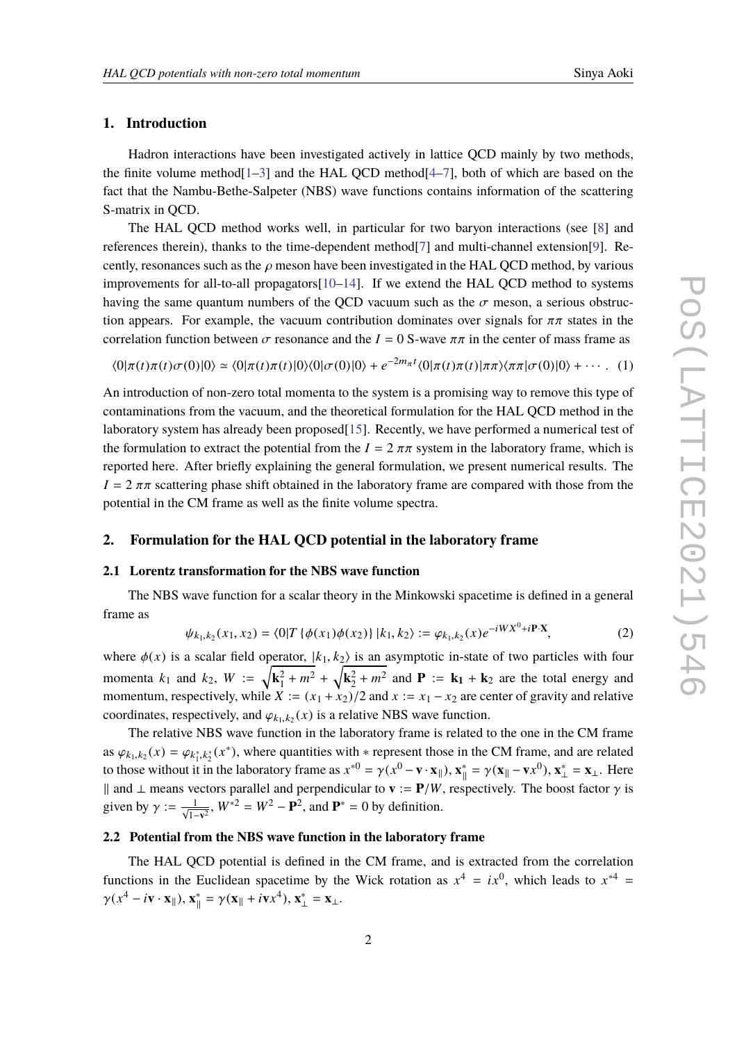## 1. Introduction

Hadron interactions have been investigated actively in lattice QCD mainly by two methods, the finite volume method[1–3] and the HAL QCD method[4–7], both of which are based on the fact that the Nambu-Bethe-Salpeter (NBS) wave functions contains information of the scattering S-matrix in QCD.

The HAL QCD method works well, in particular for two baryon interactions (see [8] and references therein), thanks to the time-dependent method[7] and multi-channel extension[9]. Recently, resonances such as the $\rho$ meson have been investigated in the HAL QCD method, by various improvements for all-to-all propagators[10–14]. If we extend the HAL QCD method to systems having the same quantum numbers of the QCD vacuum such as the $\sigma$ meson, a serious obstruction appears. For example, the vacuum contribution dominates over signals for $\pi\pi$ states in the correlation function between $\sigma$ resonance and the $I = 0$ S-wave $\pi\pi$ in the center of mass frame as

$$\langle 0|\pi(t)\pi(t)\sigma(0)|0\rangle \simeq \langle 0|\pi(t)\pi(t)|0\rangle\langle 0|\sigma(0)|0\rangle + e^{-2m_\pi t}\langle 0|\pi(t)\pi(t)|\pi\pi\rangle\langle\pi\pi|\sigma(0)|0\rangle + \cdots. \quad (1)$$

An introduction of non-zero total momenta to the system is a promising way to remove this type of contaminations from the vacuum, and the theoretical formulation for the HAL QCD method in the laboratory system has already been proposed[15]. Recently, we have performed a numerical test of the formulation to extract the potential from the $I = 2$ $\pi\pi$ system in the laboratory frame, which is reported here. After briefly explaining the general formulation, we present numerical results. The $I = 2$ $\pi\pi$ scattering phase shift obtained in the laboratory frame are compared with those from the potential in the CM frame as well as the finite volume spectra.

## 2. Formulation for the HAL QCD potential in the laboratory frame

### 2.1 Lorentz transformation for the NBS wave function

The NBS wave function for a scalar theory in the Minkowski spacetime is defined in a general frame as

$$\psi_{k_1,k_2}(x_1,x_2) = \langle 0|T\{\phi(x_1)\phi(x_2)\}|k_1,k_2\rangle := \varphi_{k_1,k_2}(x)e^{-iWX^0+i\mathbf{P}\cdot\mathbf{X}}, \quad (2)$$

where $\phi(x)$ is a scalar field operator, $|k_1,k_2\rangle$ is an asymptotic in-state of two particles with four momenta $k_1$ and $k_2$, $W := \sqrt{\mathbf{k}_1^2+m^2} + \sqrt{\mathbf{k}_2^2+m^2}$ and $\mathbf{P} := \mathbf{k_1} + \mathbf{k}_2$ are the total energy and momentum, respectively, while $X := (x_1+x_2)/2$ and $x := x_1 - x_2$ are center of gravity and relative coordinates, respectively, and $\varphi_{k_1,k_2}(x)$ is a relative NBS wave function.

The relative NBS wave function in the laboratory frame is related to the one in the CM frame as $\varphi_{k_1,k_2}(x) = \varphi_{k_1^*,k_2^*}(x^*)$, where quantities with $*$ represent those in the CM frame, and are related to those without it in the laboratory frame as $x^{*0} = \gamma(x^0 - \mathbf{v}\cdot\mathbf{x}_\parallel)$, $\mathbf{x}_\parallel^* = \gamma(\mathbf{x}_\parallel - \mathbf{v}x^0)$, $\mathbf{x}_\perp^* = \mathbf{x}_\perp$. Here $\parallel$ and $\perp$ means vectors parallel and perpendicular to $\mathbf{v} := \mathbf{P}/W$, respectively. The boost factor $\gamma$ is given by $\gamma := \frac{1}{\sqrt{1-\mathbf{v}^2}}$, $W^{*2} = W^2 - \mathbf{P}^2$, and $\mathbf{P}^* = 0$ by definition.

### 2.2 Potential from the NBS wave function in the laboratory frame

The HAL QCD potential is defined in the CM frame, and is extracted from the correlation functions in the Euclidean spacetime by the Wick rotation as $x^4 = ix^0$, which leads to $x^{*4} = \gamma(x^4 - i\mathbf{v}\cdot\mathbf{x}_\parallel)$, $\mathbf{x}_\parallel^* = \gamma(\mathbf{x}_\parallel + i\mathbf{v}x^4)$, $\mathbf{x}_\perp^* = \mathbf{x}_\perp$.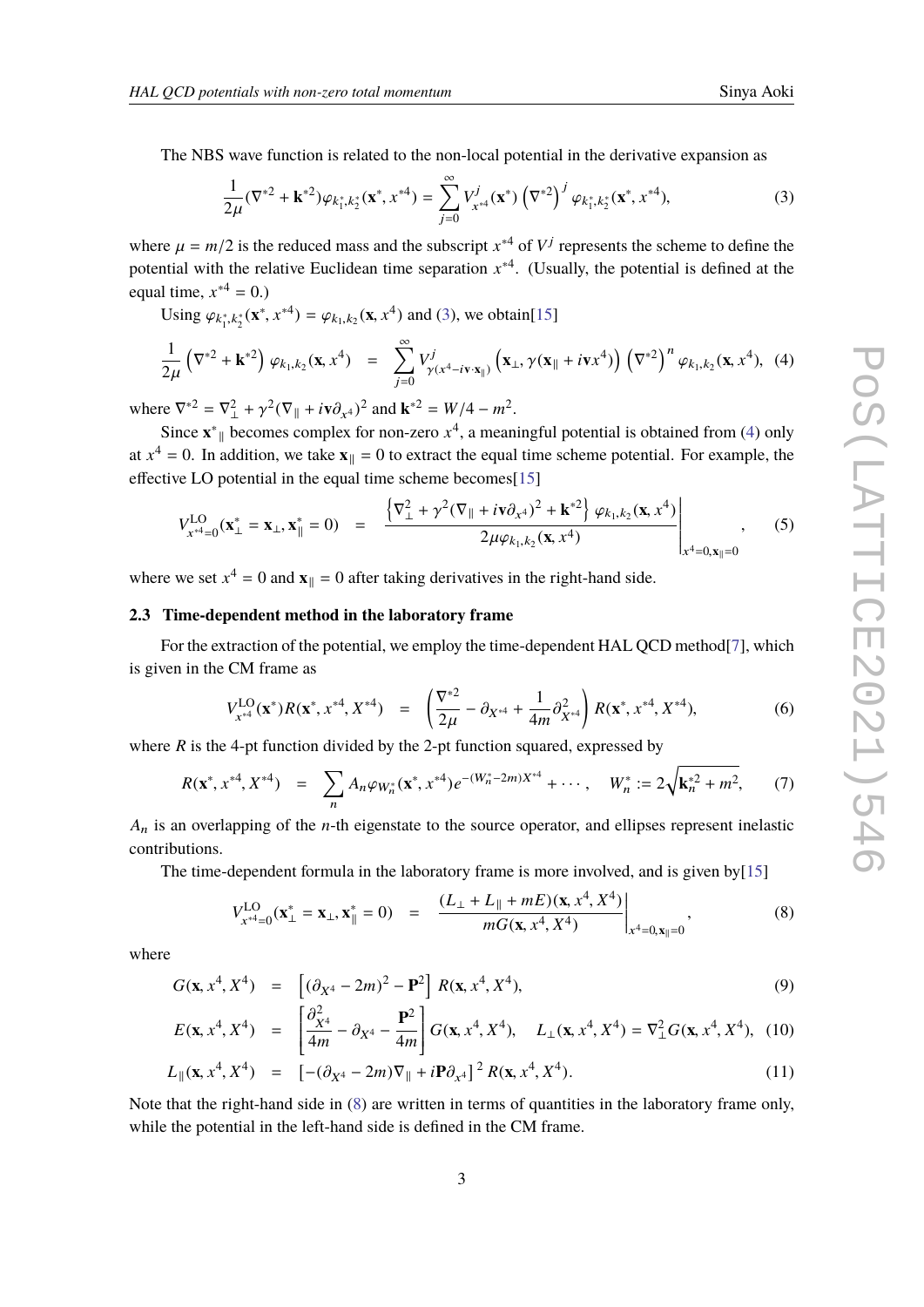The NBS wave function is related to the non-local potential in the derivative expansion as

$$\frac{1}{2\mu}(\nabla^{*2} + \mathbf{k}^{*2})\varphi_{k_1^*,k_2^*}(\mathbf{x}^*, x^{*4}) = \sum_{j=0}^{\infty} V^j_{x^{*4}}(\mathbf{x}^*) \left(\nabla^{*2}\right)^j \varphi_{k_1^*,k_2^*}(\mathbf{x}^*, x^{*4}), \tag{3}$$

where $\mu = m/2$ is the reduced mass and the subscript $x^{*4}$ of $V^j$ represents the scheme to define the potential with the relative Euclidean time separation $x^{*4}$. (Usually, the potential is defined at the equal time, $x^{*4} = 0$.)

Using $\varphi_{k_1^*,k_2^*}(\mathbf{x}^*, x^{*4}) = \varphi_{k_1,k_2}(\mathbf{x}, x^4)$ and (3), we obtain[15]

$$\frac{1}{2\mu}\left(\nabla^{*2} + \mathbf{k}^{*2}\right)\varphi_{k_1,k_2}(\mathbf{x}, x^4) = \sum_{j=0}^{\infty} V^j_{\gamma(x^4 - i\mathbf{v}\cdot\mathbf{x}_\parallel)}\left(\mathbf{x}_\perp, \gamma(\mathbf{x}_\parallel + i\mathbf{v}x^4)\right)\left(\nabla^{*2}\right)^n \varphi_{k_1,k_2}(\mathbf{x}, x^4), \tag{4}$$

where $\nabla^{*2} = \nabla_\perp^2 + \gamma^2(\nabla_\parallel + i\mathbf{v}\partial_{x^4})^2$ and $\mathbf{k}^{*2} = W/4 - m^2$.

Since $\mathbf{x}^*{}_\parallel$ becomes complex for non-zero $x^4$, a meaningful potential is obtained from (4) only at $x^4 = 0$. In addition, we take $\mathbf{x}_\parallel = 0$ to extract the equal time scheme potential. For example, the effective LO potential in the equal time scheme becomes[15]

$$V^{\rm LO}_{x^{*4}=0}(\mathbf{x}^*_\perp = \mathbf{x}_\perp, \mathbf{x}^*_\parallel = 0) = \left.\frac{\left\{\nabla_\perp^2 + \gamma^2(\nabla_\parallel + i\mathbf{v}\partial_{x^4})^2 + \mathbf{k}^{*2}\right\}\varphi_{k_1,k_2}(\mathbf{x}, x^4)}{2\mu\varphi_{k_1,k_2}(\mathbf{x}, x^4)}\right|_{x^4=0,\mathbf{x}_\parallel=0}, \tag{5}$$

where we set $x^4 = 0$ and $\mathbf{x}_\parallel = 0$ after taking derivatives in the right-hand side.

### 2.3 Time-dependent method in the laboratory frame

For the extraction of the potential, we employ the time-dependent HAL QCD method[7], which is given in the CM frame as

$$V^{\rm LO}_{x^{*4}}(\mathbf{x}^*)R(\mathbf{x}^*, x^{*4}, X^{*4}) = \left(\frac{\nabla^{*2}}{2\mu} - \partial_{X^{*4}} + \frac{1}{4m}\partial^2_{X^{*4}}\right)R(\mathbf{x}^*, x^{*4}, X^{*4}), \tag{6}$$

where $R$ is the 4-pt function divided by the 2-pt function squared, expressed by

$$R(\mathbf{x}^*, x^{*4}, X^{*4}) = \sum_n A_n \varphi_{W_n^*}(\mathbf{x}^*, x^{*4}) e^{-(W_n^* - 2m)X^{*4}} + \cdots, \quad W_n^* := 2\sqrt{\mathbf{k}_n^{*2} + m^2}, \tag{7}$$

$A_n$ is an overlapping of the $n$-th eigenstate to the source operator, and ellipses represent inelastic contributions.

The time-dependent formula in the laboratory frame is more involved, and is given by[15]

$$V^{\rm LO}_{x^{*4}=0}(\mathbf{x}^*_\perp = \mathbf{x}_\perp, \mathbf{x}^*_\parallel = 0) = \left.\frac{(L_\perp + L_\parallel + mE)(\mathbf{x}, x^4, X^4)}{mG(\mathbf{x}, x^4, X^4)}\right|_{x^4=0,\mathbf{x}_\parallel=0}, \tag{8}$$

where

$$G(\mathbf{x}, x^4, X^4) = \left[(\partial_{X^4} - 2m)^2 - \mathbf{P}^2\right] R(\mathbf{x}, x^4, X^4), \tag{9}$$

$$E(\mathbf{x}, x^4, X^4) = \left[\frac{\partial^2_{X^4}}{4m} - \partial_{X^4} - \frac{\mathbf{P}^2}{4m}\right] G(\mathbf{x}, x^4, X^4), \quad L_\perp(\mathbf{x}, x^4, X^4) = \nabla_\perp^2 G(\mathbf{x}, x^4, X^4), \tag{10}$$

$$L_\parallel(\mathbf{x}, x^4, X^4) = \left[-(\partial_{X^4} - 2m)\nabla_\parallel + i\mathbf{P}\partial_{x^4}\right]^2 R(\mathbf{x}, x^4, X^4). \tag{11}$$

Note that the right-hand side in (8) are written in terms of quantities in the laboratory frame only, while the potential in the left-hand side is defined in the CM frame.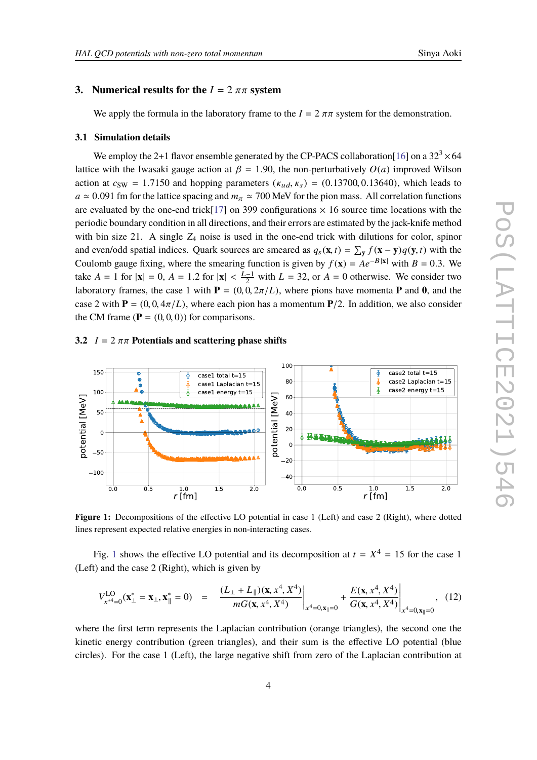## 3. Numerical results for the $I = 2$ $\pi\pi$ system

We apply the formula in the laboratory frame to the $I = 2$ $\pi\pi$ system for the demonstration.

### 3.1 Simulation details

We employ the 2+1 flavor ensemble generated by the CP-PACS collaboration[16] on a $32^3 \times 64$ lattice with the Iwasaki gauge action at $\beta = 1.90$, the non-perturbatively $O(a)$ improved Wilson action at $c_{\rm SW} = 1.7150$ and hopping parameters $(\kappa_{ud}, \kappa_s) = (0.13700, 0.13640)$, which leads to $a \simeq 0.091$ fm for the lattice spacing and $m_\pi \simeq 700$ MeV for the pion mass. All correlation functions are evaluated by the one-end trick[17] on 399 configurations $\times$ 16 source time locations with the periodic boundary condition in all directions, and their errors are estimated by the jack-knife method with bin size 21. A single $Z_4$ noise is used in the one-end trick with dilutions for color, spinor and even/odd spatial indices. Quark sources are smeared as $q_s(\mathbf{x}, t) = \sum_{\mathbf{y}} f(\mathbf{x} - \mathbf{y}) q(\mathbf{y}, t)$ with the Coulomb gauge fixing, where the smearing function is given by $f(\mathbf{x}) = Ae^{-B|\mathbf{x}|}$ with $B = 0.3$. We take $A = 1$ for $|\mathbf{x}| = 0$, $A = 1.2$ for $|\mathbf{x}| < \frac{L-1}{2}$ with $L = 32$, or $A = 0$ otherwise. We consider two laboratory frames, the case 1 with $\mathbf{P} = (0, 0, 2\pi/L)$, where pions have momenta $\mathbf{P}$ and $\mathbf{0}$, and the case 2 with $\mathbf{P} = (0, 0, 4\pi/L)$, where each pion has a momentum $\mathbf{P}/2$. In addition, we also consider the CM frame ($\mathbf{P} = (0, 0, 0)$) for comparisons.

### 3.2 $I = 2$ $\pi\pi$ Potentials and scattering phase shifts

**Figure 1:** Decompositions of the effective LO potential in case 1 (Left) and case 2 (Right), where dotted lines represent expected relative energies in non-interacting cases.

Fig. 1 shows the effective LO potential and its decomposition at $t = X^4 = 15$ for the case 1 (Left) and the case 2 (Right), which is given by

$$V^{\rm LO}_{x^{*4}=0}(\mathbf{x}^*_\perp = \mathbf{x}_\perp, \mathbf{x}^*_\parallel = 0) \quad = \quad \left.\frac{(L_\perp + L_\parallel)(\mathbf{x}, x^4, X^4)}{mG(\mathbf{x}, x^4, X^4)}\right|_{x^4=0, \mathbf{x}_\parallel=0} + \left.\frac{E(\mathbf{x}, x^4, X^4)}{G(\mathbf{x}, x^4, X^4)}\right|_{x^4=0, \mathbf{x}_\parallel=0}, \quad (12)$$

where the first term represents the Laplacian contribution (orange triangles), the second one the kinetic energy contribution (green triangles), and their sum is the effective LO potential (blue circles). For the case 1 (Left), the large negative shift from zero of the Laplacian contribution at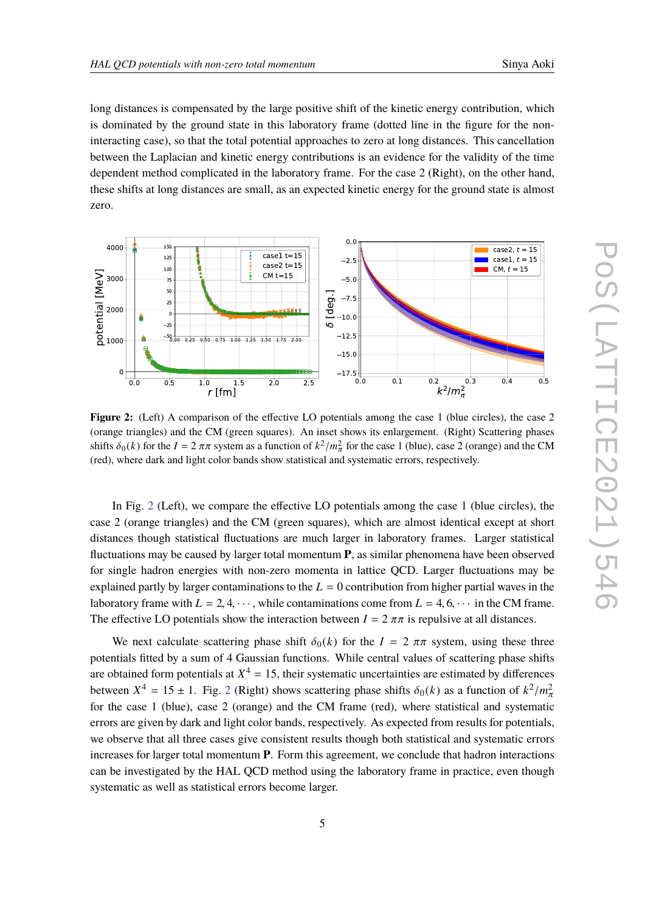long distances is compensated by the large positive shift of the kinetic energy contribution, which is dominated by the ground state in this laboratory frame (dotted line in the figure for the non-interacting case), so that the total potential approaches to zero at long distances. This cancellation between the Laplacian and kinetic energy contributions is an evidence for the validity of the time dependent method complicated in the laboratory frame. For the case 2 (Right), on the other hand, these shifts at long distances are small, as an expected kinetic energy for the ground state is almost zero.

**Figure 2:** (Left) A comparison of the effective LO potentials among the case 1 (blue circles), the case 2 (orange triangles) and the CM (green squares). An inset shows its enlargement. (Right) Scattering phases shifts $\delta_0(k)$ for the $I = 2$ $\pi\pi$ system as a function of $k^2/m_\pi^2$ for the case 1 (blue), case 2 (orange) and the CM (red), where dark and light color bands show statistical and systematic errors, respectively.

In Fig. 2 (Left), we compare the effective LO potentials among the case 1 (blue circles), the case 2 (orange triangles) and the CM (green squares), which are almost identical except at short distances though statistical fluctuations are much larger in laboratory frames. Larger statistical fluctuations may be caused by larger total momentum **P**, as similar phenomena have been observed for single hadron energies with non-zero momenta in lattice QCD. Larger fluctuations may be explained partly by larger contaminations to the $L = 0$ contribution from higher partial waves in the laboratory frame with $L = 2, 4, \cdots$, while contaminations come from $L = 4, 6, \cdots$ in the CM frame. The effective LO potentials show the interaction between $I = 2$ $\pi\pi$ is repulsive at all distances.

We next calculate scattering phase shift $\delta_0(k)$ for the $I = 2$ $\pi\pi$ system, using these three potentials fitted by a sum of 4 Gaussian functions. While central values of scattering phase shifts are obtained form potentials at $X^4 = 15$, their systematic uncertainties are estimated by differences between $X^4 = 15 \pm 1$. Fig. 2 (Right) shows scattering phase shifts $\delta_0(k)$ as a function of $k^2/m_\pi^2$ for the case 1 (blue), case 2 (orange) and the CM frame (red), where statistical and systematic errors are given by dark and light color bands, respectively. As expected from results for potentials, we observe that all three cases give consistent results though both statistical and systematic errors increases for larger total momentum **P**. Form this agreement, we conclude that hadron interactions can be investigated by the HAL QCD method using the laboratory frame in practice, even though systematic as well as statistical errors become larger.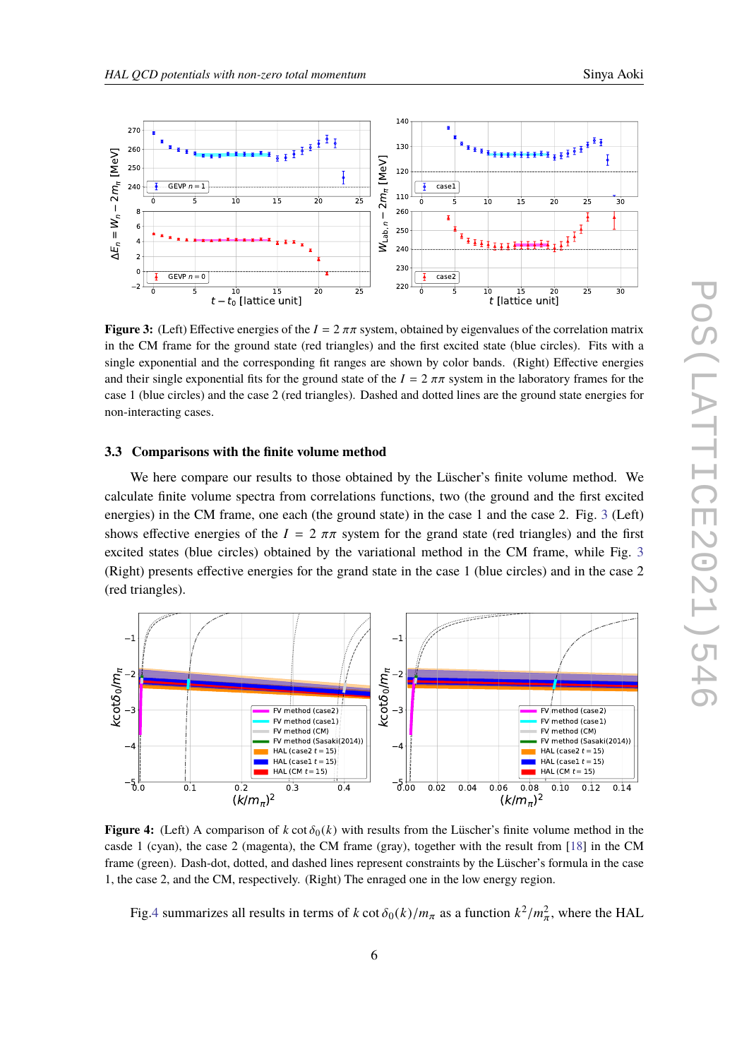**Figure 3:** (Left) Effective energies of the $I = 2$ $\pi\pi$ system, obtained by eigenvalues of the correlation matrix in the CM frame for the ground state (red triangles) and the first excited state (blue circles). Fits with a single exponential and the corresponding fit ranges are shown by color bands. (Right) Effective energies and their single exponential fits for the ground state of the $I = 2$ $\pi\pi$ system in the laboratory frames for the case 1 (blue circles) and the case 2 (red triangles). Dashed and dotted lines are the ground state energies for non-interacting cases.

### 3.3 Comparisons with the finite volume method

We here compare our results to those obtained by the Lüscher's finite volume method. We calculate finite volume spectra from correlations functions, two (the ground and the first excited energies) in the CM frame, one each (the ground state) in the case 1 and the case 2. Fig. 3 (Left) shows effective energies of the $I = 2$ $\pi\pi$ system for the grand state (red triangles) and the first excited states (blue circles) obtained by the variational method in the CM frame, while Fig. 3 (Right) presents effective energies for the grand state in the case 1 (blue circles) and in the case 2 (red triangles).

**Figure 4:** (Left) A comparison of $k\cot\delta_0(k)$ with results from the Lüscher's finite volume method in the casde 1 (cyan), the case 2 (magenta), the CM frame (gray), together with the result from [18] in the CM frame (green). Dash-dot, dotted, and dashed lines represent constraints by the Lüscher's formula in the case 1, the case 2, and the CM, respectively. (Right) The enraged one in the low energy region.

Fig.4 summarizes all results in terms of $k\cot\delta_0(k)/m_\pi$ as a function $k^2/m_\pi^2$, where the HAL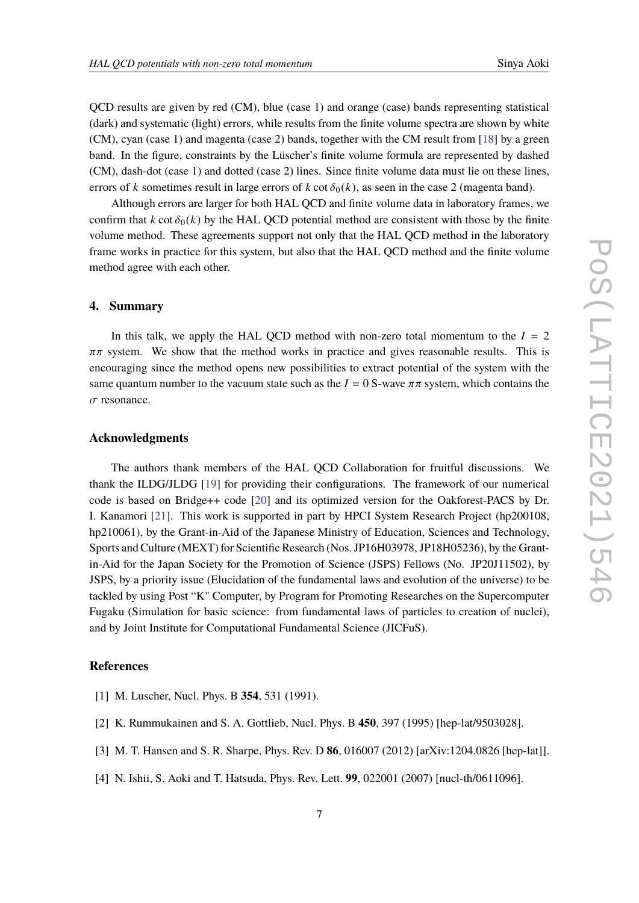QCD results are given by red (CM), blue (case 1) and orange (case) bands representing statistical (dark) and systematic (light) errors, while results from the finite volume spectra are shown by white (CM), cyan (case 1) and magenta (case 2) bands, together with the CM result from [18] by a green band. In the figure, constraints by the Lüscher's finite volume formula are represented by dashed (CM), dash-dot (case 1) and dotted (case 2) lines. Since finite volume data must lie on these lines, errors of $k$ sometimes result in large errors of $k\cot\delta_0(k)$, as seen in the case 2 (magenta band).

Although errors are larger for both HAL QCD and finite volume data in laboratory frames, we confirm that $k\cot\delta_0(k)$ by the HAL QCD potential method are consistent with those by the finite volume method. These agreements support not only that the HAL QCD method in the laboratory frame works in practice for this system, but also that the HAL QCD method and the finite volume method agree with each other.

## 4. Summary

In this talk, we apply the HAL QCD method with non-zero total momentum to the $I = 2$ $\pi\pi$ system. We show that the method works in practice and gives reasonable results. This is encouraging since the method opens new possibilities to extract potential of the system with the same quantum number to the vacuum state such as the $I = 0$ S-wave $\pi\pi$ system, which contains the $\sigma$ resonance.

## Acknowledgments

The authors thank members of the HAL QCD Collaboration for fruitful discussions. We thank the ILDG/JLDG [19] for providing their configurations. The framework of our numerical code is based on Bridge++ code [20] and its optimized version for the Oakforest-PACS by Dr. I. Kanamori [21]. This work is supported in part by HPCI System Research Project (hp200108, hp210061), by the Grant-in-Aid of the Japanese Ministry of Education, Sciences and Technology, Sports and Culture (MEXT) for Scientific Research (Nos. JP16H03978, JP18H05236), by the Grant-in-Aid for the Japan Society for the Promotion of Science (JSPS) Fellows (No. JP20J11502), by JSPS, by a priority issue (Elucidation of the fundamental laws and evolution of the universe) to be tackled by using Post "K" Computer, by Program for Promoting Researches on the Supercomputer Fugaku (Simulation for basic science: from fundamental laws of particles to creation of nuclei), and by Joint Institute for Computational Fundamental Science (JICFuS).

## References

[1] M. Luscher, Nucl. Phys. B **354**, 531 (1991).

[2] K. Rummukainen and S. A. Gottlieb, Nucl. Phys. B **450**, 397 (1995) [hep-lat/9503028].

[3] M. T. Hansen and S. R. Sharpe, Phys. Rev. D **86**, 016007 (2012) [arXiv:1204.0826 [hep-lat]].

[4] N. Ishii, S. Aoki and T. Hatsuda, Phys. Rev. Lett. **99**, 022001 (2007) [nucl-th/0611096].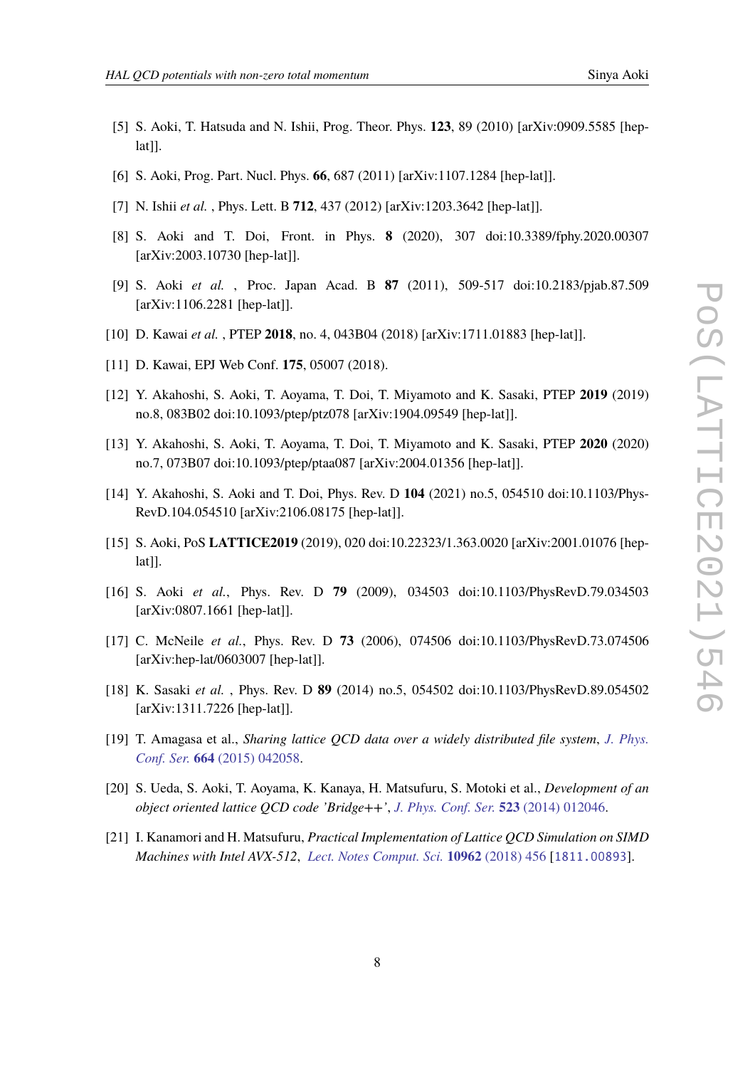[5] S. Aoki, T. Hatsuda and N. Ishii, Prog. Theor. Phys. **123**, 89 (2010) [arXiv:0909.5585 [hep-lat]].

[6] S. Aoki, Prog. Part. Nucl. Phys. **66**, 687 (2011) [arXiv:1107.1284 [hep-lat]].

[7] N. Ishii *et al.* , Phys. Lett. B **712**, 437 (2012) [arXiv:1203.3642 [hep-lat]].

[8] S. Aoki and T. Doi, Front. in Phys. **8** (2020), 307 doi:10.3389/fphy.2020.00307 [arXiv:2003.10730 [hep-lat]].

[9] S. Aoki *et al.* , Proc. Japan Acad. B **87** (2011), 509-517 doi:10.2183/pjab.87.509 [arXiv:1106.2281 [hep-lat]].

[10] D. Kawai *et al.* , PTEP **2018**, no. 4, 043B04 (2018) [arXiv:1711.01883 [hep-lat]].

[11] D. Kawai, EPJ Web Conf. **175**, 05007 (2018).

[12] Y. Akahoshi, S. Aoki, T. Aoyama, T. Doi, T. Miyamoto and K. Sasaki, PTEP **2019** (2019) no.8, 083B02 doi:10.1093/ptep/ptz078 [arXiv:1904.09549 [hep-lat]].

[13] Y. Akahoshi, S. Aoki, T. Aoyama, T. Doi, T. Miyamoto and K. Sasaki, PTEP **2020** (2020) no.7, 073B07 doi:10.1093/ptep/ptaa087 [arXiv:2004.01356 [hep-lat]].

[14] Y. Akahoshi, S. Aoki and T. Doi, Phys. Rev. D **104** (2021) no.5, 054510 doi:10.1103/PhysRevD.104.054510 [arXiv:2106.08175 [hep-lat]].

[15] S. Aoki, PoS **LATTICE2019** (2019), 020 doi:10.22323/1.363.0020 [arXiv:2001.01076 [hep-lat]].

[16] S. Aoki *et al.*, Phys. Rev. D **79** (2009), 034503 doi:10.1103/PhysRevD.79.034503 [arXiv:0807.1661 [hep-lat]].

[17] C. McNeile *et al.*, Phys. Rev. D **73** (2006), 074506 doi:10.1103/PhysRevD.73.074506 [arXiv:hep-lat/0603007 [hep-lat]].

[18] K. Sasaki *et al.* , Phys. Rev. D **89** (2014) no.5, 054502 doi:10.1103/PhysRevD.89.054502 [arXiv:1311.7226 [hep-lat]].

[19] T. Amagasa et al., *Sharing lattice QCD data over a widely distributed file system*, *J. Phys. Conf. Ser.* **664** (2015) 042058.

[20] S. Ueda, S. Aoki, T. Aoyama, K. Kanaya, H. Matsufuru, S. Motoki et al., *Development of an object oriented lattice QCD code 'Bridge++'*, *J. Phys. Conf. Ser.* **523** (2014) 012046.

[21] I. Kanamori and H. Matsufuru, *Practical Implementation of Lattice QCD Simulation on SIMD Machines with Intel AVX-512*, *Lect. Notes Comput. Sci.* **10962** (2018) 456 [1811.00893].